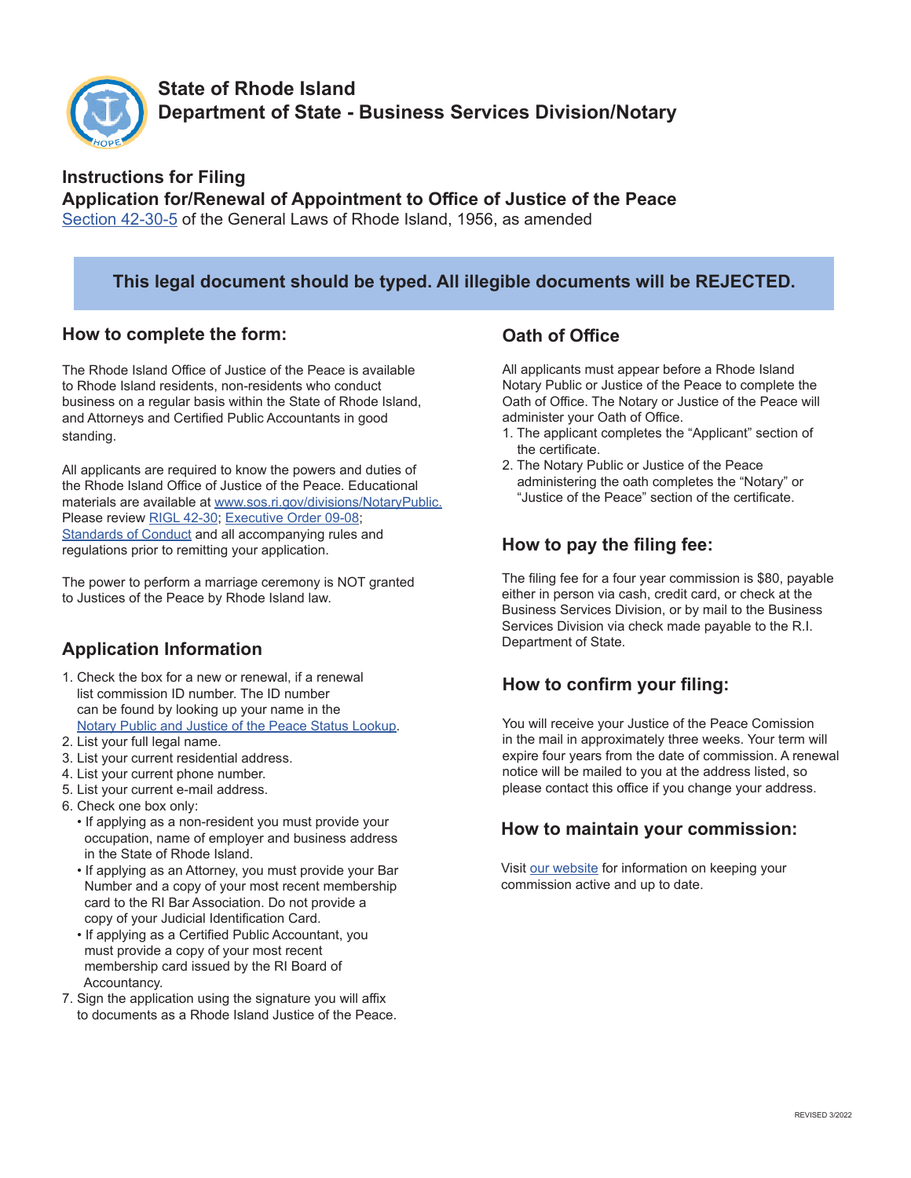# State of Rhode Island
# Department of State - Business Services Division/Notary

## Instructions for Filing
## Application for/Renewal of Appointment to Office of Justice of the Peace

Section 42-30-5 of the General Laws of Rhode Island, 1956, as amended

**This legal document should be typed. All illegible documents will be REJECTED.**

### How to complete the form:

The Rhode Island Office of Justice of the Peace is available to Rhode Island residents, non-residents who conduct business on a regular basis within the State of Rhode Island, and Attorneys and Certified Public Accountants in good standing.

All applicants are required to know the powers and duties of the Rhode Island Office of Justice of the Peace. Educational materials are available at www.sos.ri.gov/divisions/NotaryPublic. Please review RIGL 42-30; Executive Order 09-08; Standards of Conduct and all accompanying rules and regulations prior to remitting your application.

The power to perform a marriage ceremony is NOT granted to Justices of the Peace by Rhode Island law.

### Application Information

1. Check the box for a new or renewal, if a renewal list commission ID number. The ID number can be found by looking up your name in the Notary Public and Justice of the Peace Status Lookup.
2. List your full legal name.
3. List your current residential address.
4. List your current phone number.
5. List your current e-mail address.
6. Check one box only:
   - If applying as a non-resident you must provide your occupation, name of employer and business address in the State of Rhode Island.
   - If applying as an Attorney, you must provide your Bar Number and a copy of your most recent membership card to the RI Bar Association. Do not provide a copy of your Judicial Identification Card.
   - If applying as a Certified Public Accountant, you must provide a copy of your most recent membership card issued by the RI Board of Accountancy.
7. Sign the application using the signature you will affix to documents as a Rhode Island Justice of the Peace.

### Oath of Office

All applicants must appear before a Rhode Island Notary Public or Justice of the Peace to complete the Oath of Office. The Notary or Justice of the Peace will administer your Oath of Office.

1. The applicant completes the "Applicant" section of the certificate.
2. The Notary Public or Justice of the Peace administering the oath completes the "Notary" or "Justice of the Peace" section of the certificate.

### How to pay the filing fee:

The filing fee for a four year commission is $80, payable either in person via cash, credit card, or check at the Business Services Division, or by mail to the Business Services Division via check made payable to the R.I. Department of State.

### How to confirm your filing:

You will receive your Justice of the Peace Comission in the mail in approximately three weeks. Your term will expire four years from the date of commission. A renewal notice will be mailed to you at the address listed, so please contact this office if you change your address.

### How to maintain your commission:

Visit our website for information on keeping your commission active and up to date.

REVISED 3/2022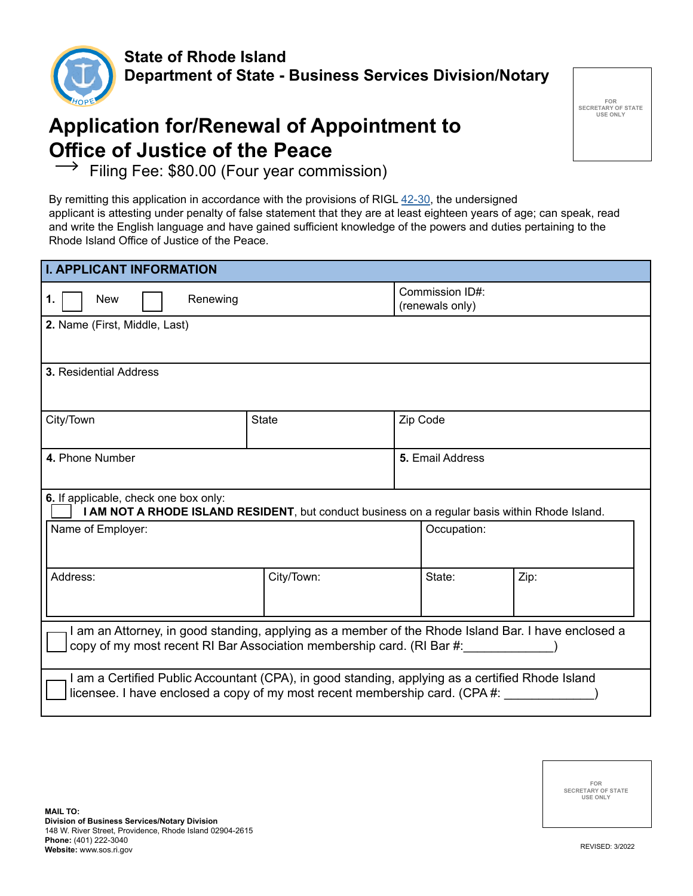**State of Rhode Island**
**Department of State - Business Services Division/Notary**

FOR SECRETARY OF STATE USE ONLY

# Application for/Renewal of Appointment to Office of Justice of the Peace

→ Filing Fee: $80.00 (Four year commission)

By remitting this application in accordance with the provisions of RIGL 42-30, the undersigned applicant is attesting under penalty of false statement that they are at least eighteen years of age; can speak, read and write the English language and have gained sufficient knowledge of the powers and duties pertaining to the Rhode Island Office of Justice of the Peace.

## I. APPLICANT INFORMATION

| | |
|---|---|
| **1.** ☐ New ☐ Renewing | Commission ID#: (renewals only) |
| **2.** Name (First, Middle, Last) | |
| **3.** Residential Address | |

| City/Town | State | Zip Code |
|---|---|---|
| | | |

| **4.** Phone Number | **5.** Email Address |
|---|---|
| | |

**6.** If applicable, check one box only:

☐ **I AM NOT A RHODE ISLAND RESIDENT**, but conduct business on a regular basis within Rhode Island.

| Name of Employer: | | Occupation: | |
|---|---|---|---|
| **Address:** | **City/Town:** | **State:** | **Zip:** |
| | | | |

☐ I am an Attorney, in good standing, applying as a member of the Rhode Island Bar. I have enclosed a copy of my most recent RI Bar Association membership card. (RI Bar #:_____________)

☐ I am a Certified Public Accountant (CPA), in good standing, applying as a certified Rhode Island licensee. I have enclosed a copy of my most recent membership card. (CPA #: _____________)

FOR SECRETARY OF STATE USE ONLY

**MAIL TO:**
**Division of Business Services/Notary Division**
148 W. River Street, Providence, Rhode Island 02904-2615
**Phone:** (401) 222-3040
**Website:** www.sos.ri.gov

REVISED: 3/2022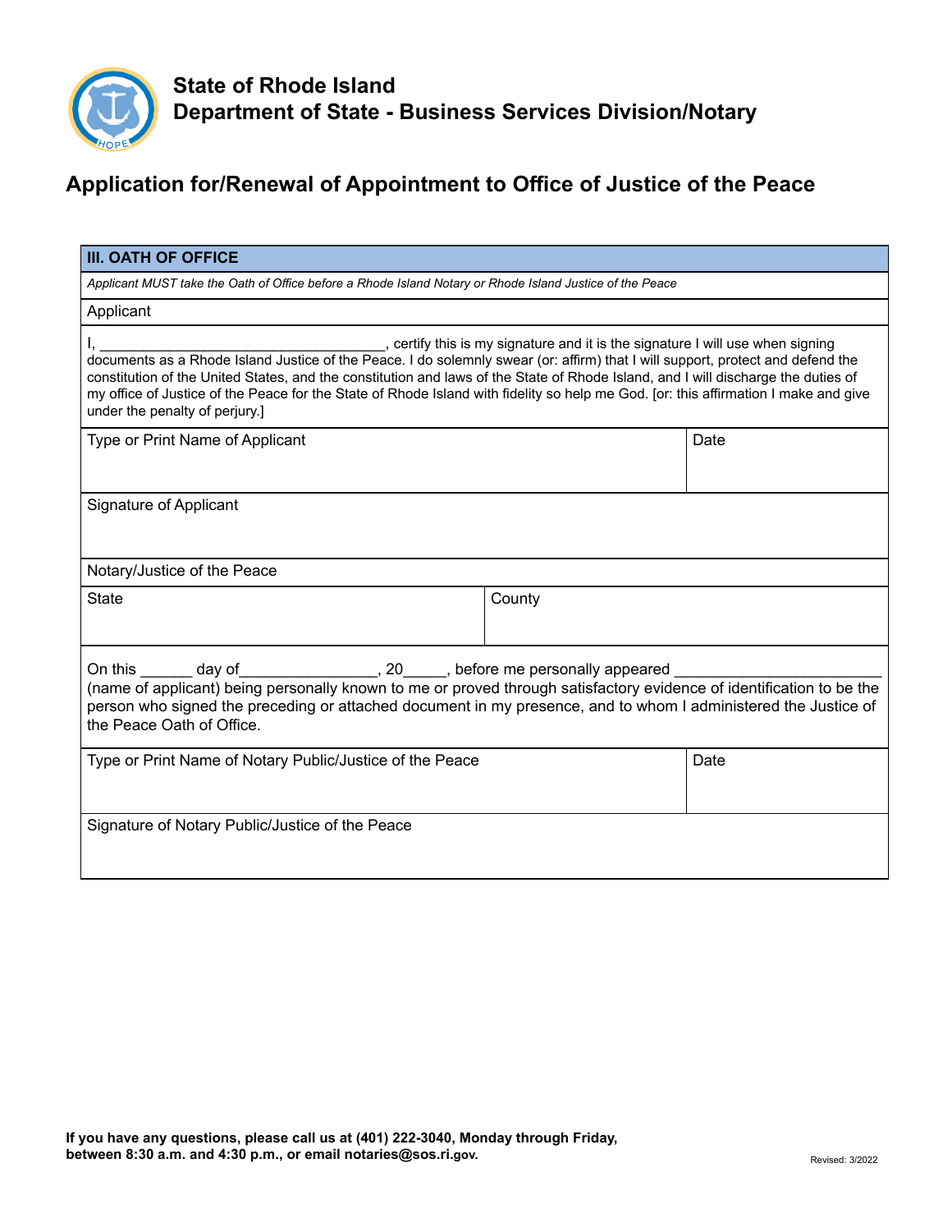# State of Rhode Island
# Department of State - Business Services Division/Notary

## Application for/Renewal of Appointment to Office of Justice of the Peace

### III. OATH OF OFFICE

*Applicant MUST take the Oath of Office before a Rhode Island Notary or Rhode Island Justice of the Peace*

**Applicant**

I, ___________________________________, certify this is my signature and it is the signature I will use when signing documents as a Rhode Island Justice of the Peace. I do solemnly swear (or: affirm) that I will support, protect and defend the constitution of the United States, and the constitution and laws of the State of Rhode Island, and I will discharge the duties of my office of Justice of the Peace for the State of Rhode Island with fidelity so help me God. [or: this affirmation I make and give under the penalty of perjury.]

| | |
|---|---|
| Type or Print Name of Applicant | Date |
| Signature of Applicant | |

**Notary/Justice of the Peace**

| | |
|---|---|
| State | County |

On this ______ day of________________, 20_____, before me personally appeared ________________________ (name of applicant) being personally known to me or proved through satisfactory evidence of identification to be the person who signed the preceding or attached document in my presence, and to whom I administered the Justice of the Peace Oath of Office.

| | |
|---|---|
| Type or Print Name of Notary Public/Justice of the Peace | Date |
| Signature of Notary Public/Justice of the Peace | |

**If you have any questions, please call us at (401) 222-3040, Monday through Friday, between 8:30 a.m. and 4:30 p.m., or email notaries@sos.ri.gov.**

Revised: 3/2022